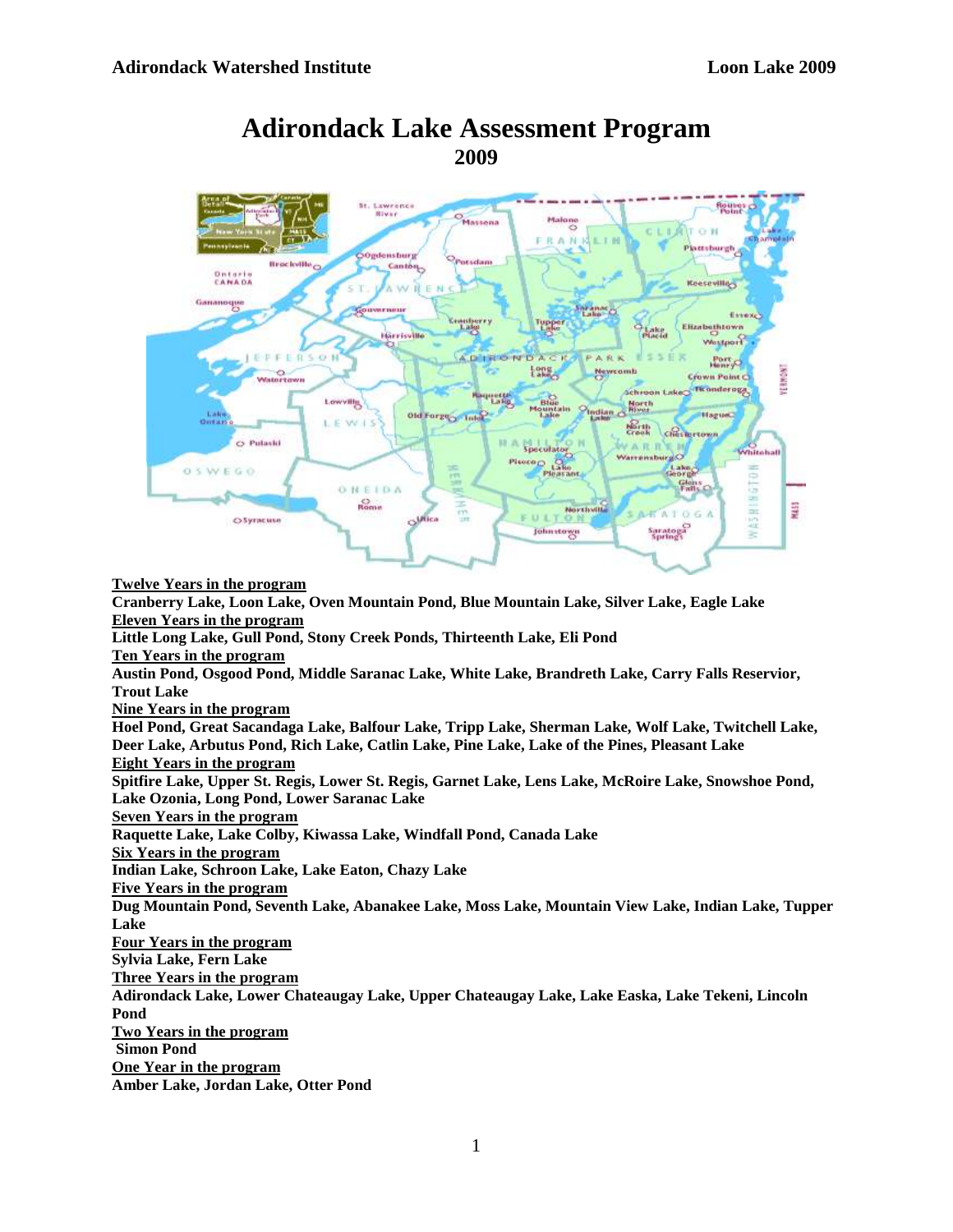# Adirondack Lake Assessment Program

## 2009

**Twelve Years in the program**

**Cranberry Lake, Loon Lake, Oven Mountain Pond, Blue Mountain Lake, Silver Lake, Eagle Lake**

**Eleven Years in the program**

**Little Long Lake, Gull Pond, Stony Creek Ponds, Thirteenth Lake, Eli Pond**

**Ten Years in the program**

**Austin Pond, Osgood Pond, Middle Saranac Lake, White Lake, Brandreth Lake, Carry Falls Reservior, Trout Lake**

**Nine Years in the program**

**Hoel Pond, Great Sacandaga Lake, Balfour Lake, Tripp Lake, Sherman Lake, Wolf Lake, Twitchell Lake, Deer Lake, Arbutus Pond, Rich Lake, Catlin Lake, Pine Lake, Lake of the Pines, Pleasant Lake**

**Eight Years in the program**

**Spitfire Lake, Upper St. Regis, Lower St. Regis, Garnet Lake, Lens Lake, McRoire Lake, Snowshoe Pond, Lake Ozonia, Long Pond, Lower Saranac Lake**

**Seven Years in the program**

**Raquette Lake, Lake Colby, Kiwassa Lake, Windfall Pond, Canada Lake**

**Six Years in the program**

**Indian Lake, Schroon Lake, Lake Eaton, Chazy Lake**

**Five Years in the program**

**Dug Mountain Pond, Seventh Lake, Abanakee Lake, Moss Lake, Mountain View Lake, Indian Lake, Tupper Lake**

**Four Years in the program**

**Sylvia Lake, Fern Lake**

**Three Years in the program**

**Adirondack Lake, Lower Chateaugay Lake, Upper Chateaugay Lake, Lake Easka, Lake Tekeni, Lincoln Pond**

**Two Years in the program**

**Simon Pond**

**One Year in the program**

**Amber Lake, Jordan Lake, Otter Pond**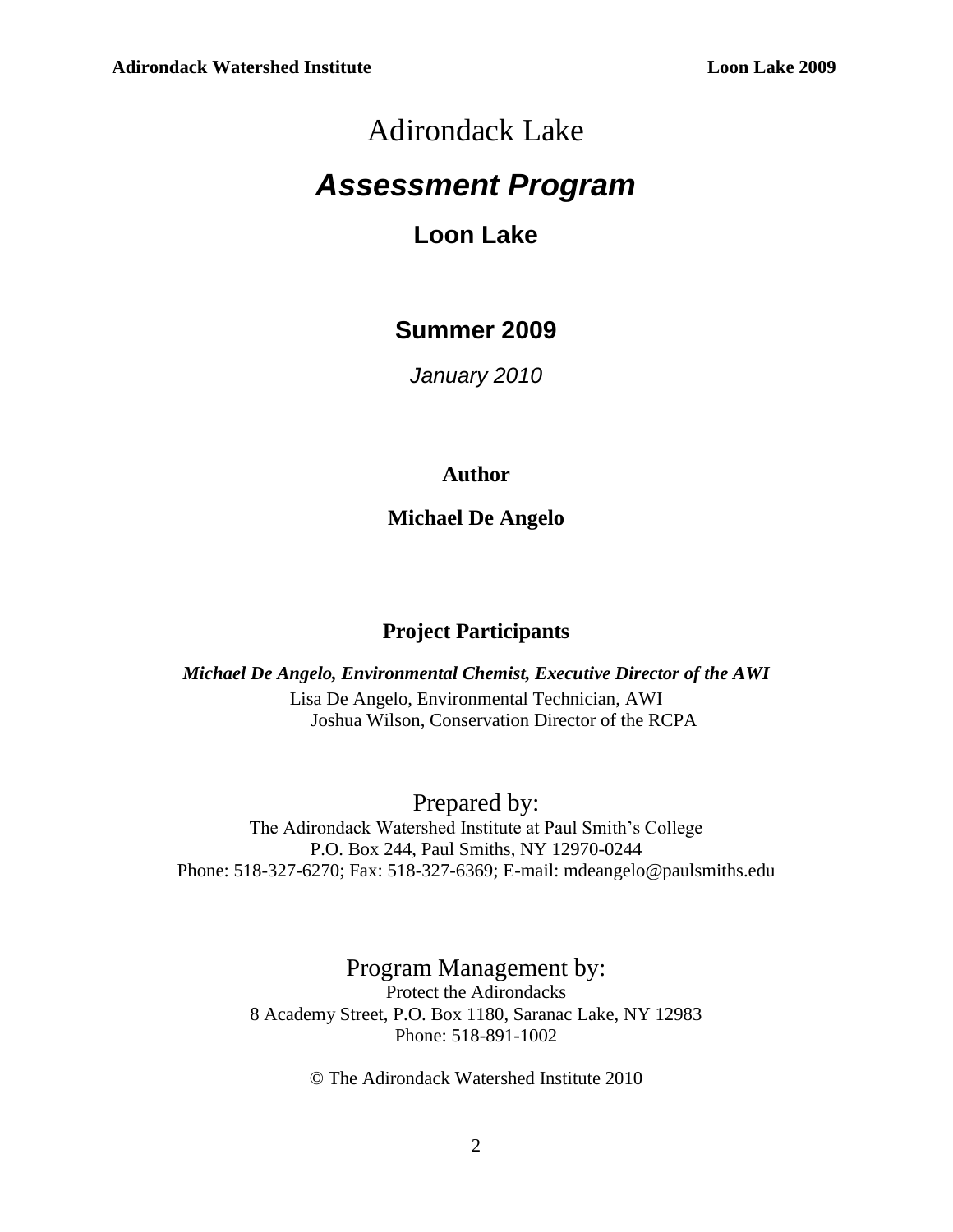# Adirondack Lake

# *Assessment Program*

## Loon Lake

### Summer 2009

*January 2010*

**Author**

**Michael De Angelo**

**Project Participants**

***Michael De Angelo, Environmental Chemist, Executive Director of the AWI***

Lisa De Angelo, Environmental Technician, AWI

Joshua Wilson, Conservation Director of the RCPA

Prepared by:

The Adirondack Watershed Institute at Paul Smith's College
P.O. Box 244, Paul Smiths, NY 12970-0244
Phone: 518-327-6270; Fax: 518-327-6369; E-mail: mdeangelo@paulsmiths.edu

Program Management by:

Protect the Adirondacks
8 Academy Street, P.O. Box 1180, Saranac Lake, NY 12983
Phone: 518-891-1002

© The Adirondack Watershed Institute 2010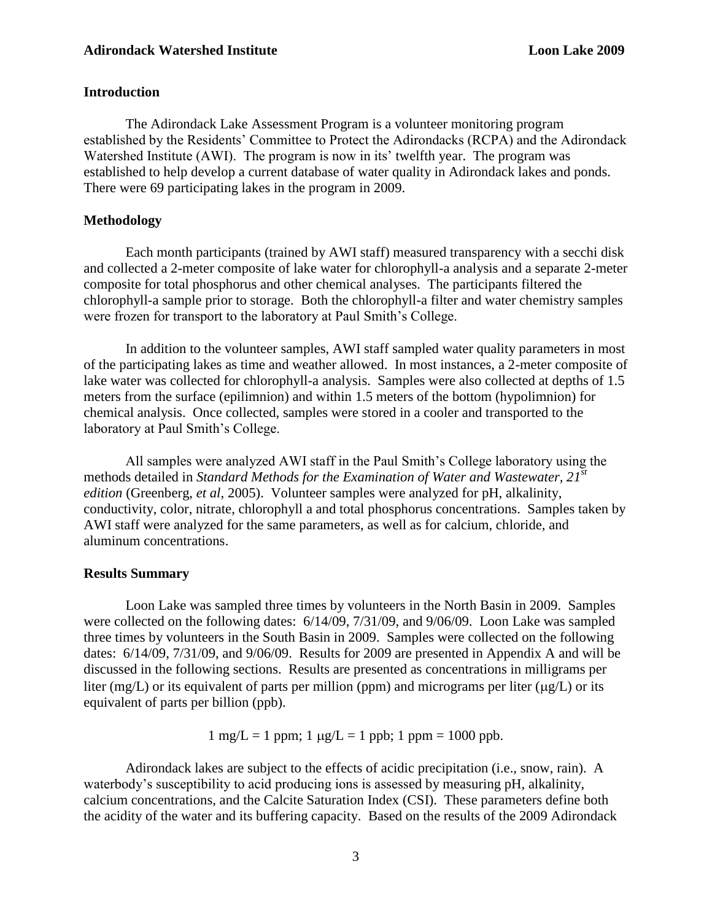## Introduction

The Adirondack Lake Assessment Program is a volunteer monitoring program established by the Residents' Committee to Protect the Adirondacks (RCPA) and the Adirondack Watershed Institute (AWI). The program is now in its' twelfth year. The program was established to help develop a current database of water quality in Adirondack lakes and ponds. There were 69 participating lakes in the program in 2009.

## Methodology

Each month participants (trained by AWI staff) measured transparency with a secchi disk and collected a 2-meter composite of lake water for chlorophyll-a analysis and a separate 2-meter composite for total phosphorus and other chemical analyses. The participants filtered the chlorophyll-a sample prior to storage. Both the chlorophyll-a filter and water chemistry samples were frozen for transport to the laboratory at Paul Smith's College.

In addition to the volunteer samples, AWI staff sampled water quality parameters in most of the participating lakes as time and weather allowed. In most instances, a 2-meter composite of lake water was collected for chlorophyll-a analysis. Samples were also collected at depths of 1.5 meters from the surface (epilimnion) and within 1.5 meters of the bottom (hypolimnion) for chemical analysis. Once collected, samples were stored in a cooler and transported to the laboratory at Paul Smith's College.

All samples were analyzed AWI staff in the Paul Smith's College laboratory using the methods detailed in *Standard Methods for the Examination of Water and Wastewater, 21st edition* (Greenberg, *et al*, 2005). Volunteer samples were analyzed for pH, alkalinity, conductivity, color, nitrate, chlorophyll a and total phosphorus concentrations. Samples taken by AWI staff were analyzed for the same parameters, as well as for calcium, chloride, and aluminum concentrations.

## Results Summary

Loon Lake was sampled three times by volunteers in the North Basin in 2009. Samples were collected on the following dates: 6/14/09, 7/31/09, and 9/06/09. Loon Lake was sampled three times by volunteers in the South Basin in 2009. Samples were collected on the following dates: 6/14/09, 7/31/09, and 9/06/09. Results for 2009 are presented in Appendix A and will be discussed in the following sections. Results are presented as concentrations in milligrams per liter (mg/L) or its equivalent of parts per million (ppm) and micrograms per liter (μg/L) or its equivalent of parts per billion (ppb).

$$1 \text{ mg/L} = 1 \text{ ppm}; 1 \ \mu\text{g/L} = 1 \text{ ppb}; 1 \text{ ppm} = 1000 \text{ ppb}.$$

Adirondack lakes are subject to the effects of acidic precipitation (i.e., snow, rain). A waterbody's susceptibility to acid producing ions is assessed by measuring pH, alkalinity, calcium concentrations, and the Calcite Saturation Index (CSI). These parameters define both the acidity of the water and its buffering capacity. Based on the results of the 2009 Adirondack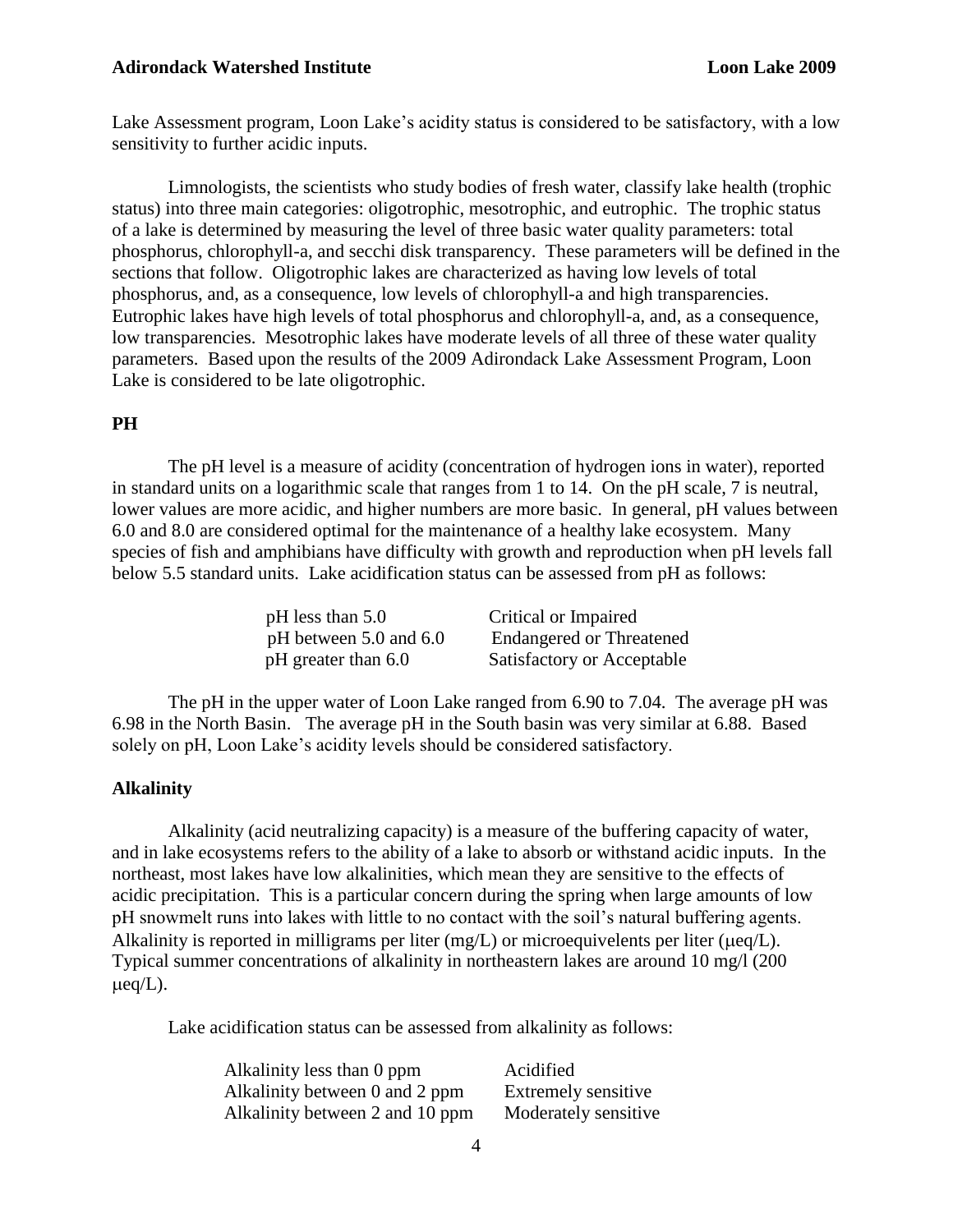Lake Assessment program, Loon Lake's acidity status is considered to be satisfactory, with a low sensitivity to further acidic inputs.

Limnologists, the scientists who study bodies of fresh water, classify lake health (trophic status) into three main categories: oligotrophic, mesotrophic, and eutrophic. The trophic status of a lake is determined by measuring the level of three basic water quality parameters: total phosphorus, chlorophyll-a, and secchi disk transparency. These parameters will be defined in the sections that follow. Oligotrophic lakes are characterized as having low levels of total phosphorus, and, as a consequence, low levels of chlorophyll-a and high transparencies. Eutrophic lakes have high levels of total phosphorus and chlorophyll-a, and, as a consequence, low transparencies. Mesotrophic lakes have moderate levels of all three of these water quality parameters. Based upon the results of the 2009 Adirondack Lake Assessment Program, Loon Lake is considered to be late oligotrophic.

## PH

The pH level is a measure of acidity (concentration of hydrogen ions in water), reported in standard units on a logarithmic scale that ranges from 1 to 14. On the pH scale, 7 is neutral, lower values are more acidic, and higher numbers are more basic. In general, pH values between 6.0 and 8.0 are considered optimal for the maintenance of a healthy lake ecosystem. Many species of fish and amphibians have difficulty with growth and reproduction when pH levels fall below 5.5 standard units. Lake acidification status can be assessed from pH as follows:

| | |
|---|---|
| pH less than 5.0 | Critical or Impaired |
| pH between 5.0 and 6.0 | Endangered or Threatened |
| pH greater than 6.0 | Satisfactory or Acceptable |

The pH in the upper water of Loon Lake ranged from 6.90 to 7.04. The average pH was 6.98 in the North Basin. The average pH in the South basin was very similar at 6.88. Based solely on pH, Loon Lake's acidity levels should be considered satisfactory.

## Alkalinity

Alkalinity (acid neutralizing capacity) is a measure of the buffering capacity of water, and in lake ecosystems refers to the ability of a lake to absorb or withstand acidic inputs. In the northeast, most lakes have low alkalinities, which mean they are sensitive to the effects of acidic precipitation. This is a particular concern during the spring when large amounts of low pH snowmelt runs into lakes with little to no contact with the soil's natural buffering agents. Alkalinity is reported in milligrams per liter (mg/L) or microequivelents per liter (μeq/L). Typical summer concentrations of alkalinity in northeastern lakes are around 10 mg/l (200 μeq/L).

Lake acidification status can be assessed from alkalinity as follows:

| | |
|---|---|
| Alkalinity less than 0 ppm | Acidified |
| Alkalinity between 0 and 2 ppm | Extremely sensitive |
| Alkalinity between 2 and 10 ppm | Moderately sensitive |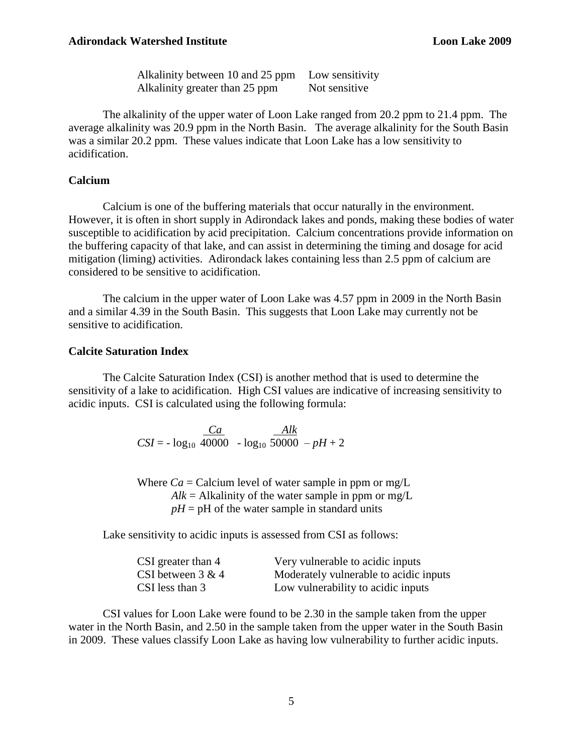| | |
|---|---|
| Alkalinity between 10 and 25 ppm | Low sensitivity |
| Alkalinity greater than 25 ppm | Not sensitive |

The alkalinity of the upper water of Loon Lake ranged from 20.2 ppm to 21.4 ppm. The average alkalinity was 20.9 ppm in the North Basin. The average alkalinity for the South Basin was a similar 20.2 ppm. These values indicate that Loon Lake has a low sensitivity to acidification.

## Calcium

Calcium is one of the buffering materials that occur naturally in the environment. However, it is often in short supply in Adirondack lakes and ponds, making these bodies of water susceptible to acidification by acid precipitation. Calcium concentrations provide information on the buffering capacity of that lake, and can assist in determining the timing and dosage for acid mitigation (liming) activities. Adirondack lakes containing less than 2.5 ppm of calcium are considered to be sensitive to acidification.

The calcium in the upper water of Loon Lake was 4.57 ppm in 2009 in the North Basin and a similar 4.39 in the South Basin. This suggests that Loon Lake may currently not be sensitive to acidification.

## Calcite Saturation Index

The Calcite Saturation Index (CSI) is another method that is used to determine the sensitivity of a lake to acidification. High CSI values are indicative of increasing sensitivity to acidic inputs. CSI is calculated using the following formula:

$$CSI = -\log_{10} \frac{Ca}{40000} - \log_{10} \frac{Alk}{50000} - pH + 2$$

Where $Ca$ = Calcium level of water sample in ppm or mg/L
$Alk$ = Alkalinity of the water sample in ppm or mg/L
$pH$ = pH of the water sample in standard units

Lake sensitivity to acidic inputs is assessed from CSI as follows:

| | |
|---|---|
| CSI greater than 4 | Very vulnerable to acidic inputs |
| CSI between 3 & 4 | Moderately vulnerable to acidic inputs |
| CSI less than 3 | Low vulnerability to acidic inputs |

CSI values for Loon Lake were found to be 2.30 in the sample taken from the upper water in the North Basin, and 2.50 in the sample taken from the upper water in the South Basin in 2009. These values classify Loon Lake as having low vulnerability to further acidic inputs.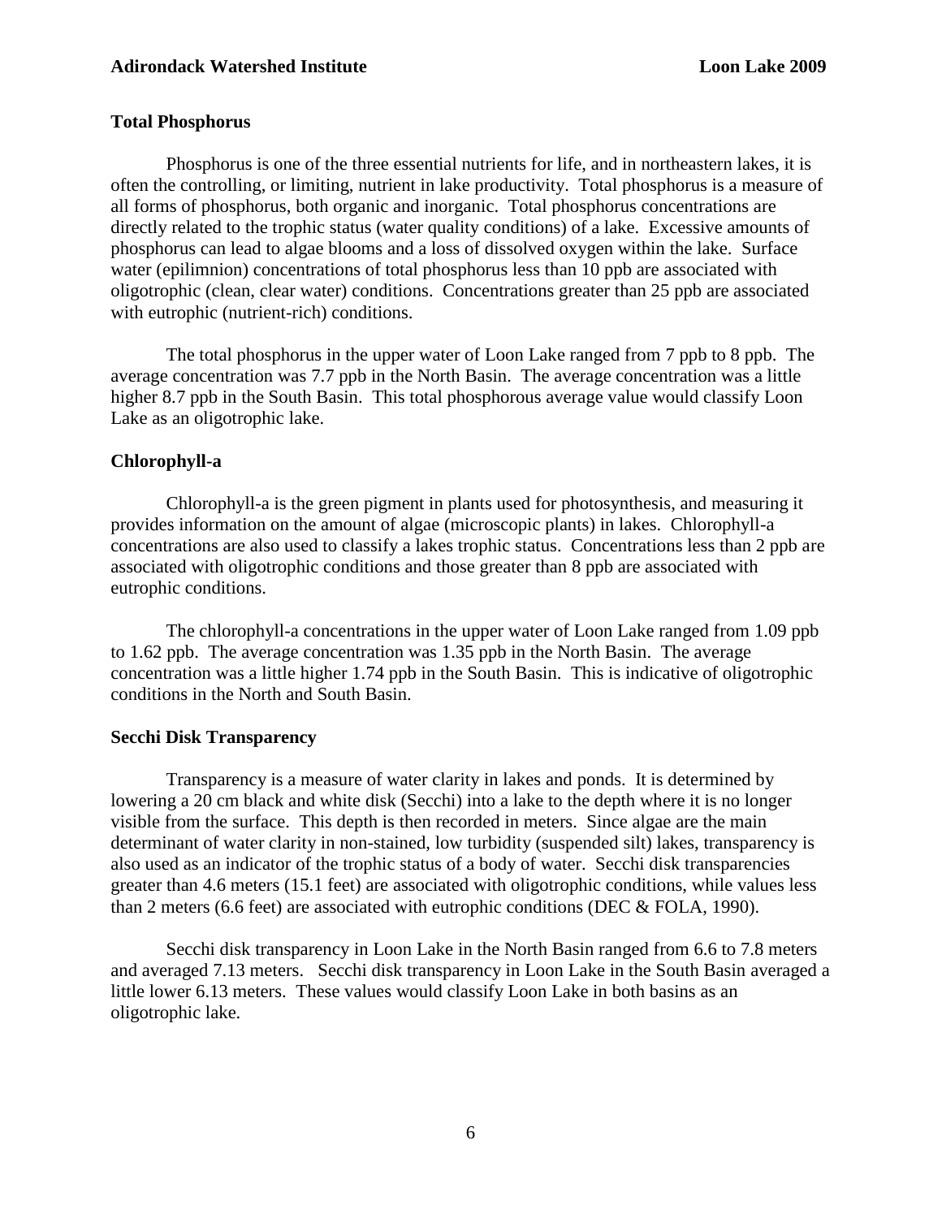### Total Phosphorus

Phosphorus is one of the three essential nutrients for life, and in northeastern lakes, it is often the controlling, or limiting, nutrient in lake productivity. Total phosphorus is a measure of all forms of phosphorus, both organic and inorganic. Total phosphorus concentrations are directly related to the trophic status (water quality conditions) of a lake. Excessive amounts of phosphorus can lead to algae blooms and a loss of dissolved oxygen within the lake. Surface water (epilimnion) concentrations of total phosphorus less than 10 ppb are associated with oligotrophic (clean, clear water) conditions. Concentrations greater than 25 ppb are associated with eutrophic (nutrient-rich) conditions.

The total phosphorus in the upper water of Loon Lake ranged from 7 ppb to 8 ppb. The average concentration was 7.7 ppb in the North Basin. The average concentration was a little higher 8.7 ppb in the South Basin. This total phosphorous average value would classify Loon Lake as an oligotrophic lake.

### Chlorophyll-a

Chlorophyll-a is the green pigment in plants used for photosynthesis, and measuring it provides information on the amount of algae (microscopic plants) in lakes. Chlorophyll-a concentrations are also used to classify a lakes trophic status. Concentrations less than 2 ppb are associated with oligotrophic conditions and those greater than 8 ppb are associated with eutrophic conditions.

The chlorophyll-a concentrations in the upper water of Loon Lake ranged from 1.09 ppb to 1.62 ppb. The average concentration was 1.35 ppb in the North Basin. The average concentration was a little higher 1.74 ppb in the South Basin. This is indicative of oligotrophic conditions in the North and South Basin.

### Secchi Disk Transparency

Transparency is a measure of water clarity in lakes and ponds. It is determined by lowering a 20 cm black and white disk (Secchi) into a lake to the depth where it is no longer visible from the surface. This depth is then recorded in meters. Since algae are the main determinant of water clarity in non-stained, low turbidity (suspended silt) lakes, transparency is also used as an indicator of the trophic status of a body of water. Secchi disk transparencies greater than 4.6 meters (15.1 feet) are associated with oligotrophic conditions, while values less than 2 meters (6.6 feet) are associated with eutrophic conditions (DEC & FOLA, 1990).

Secchi disk transparency in Loon Lake in the North Basin ranged from 6.6 to 7.8 meters and averaged 7.13 meters. Secchi disk transparency in Loon Lake in the South Basin averaged a little lower 6.13 meters. These values would classify Loon Lake in both basins as an oligotrophic lake.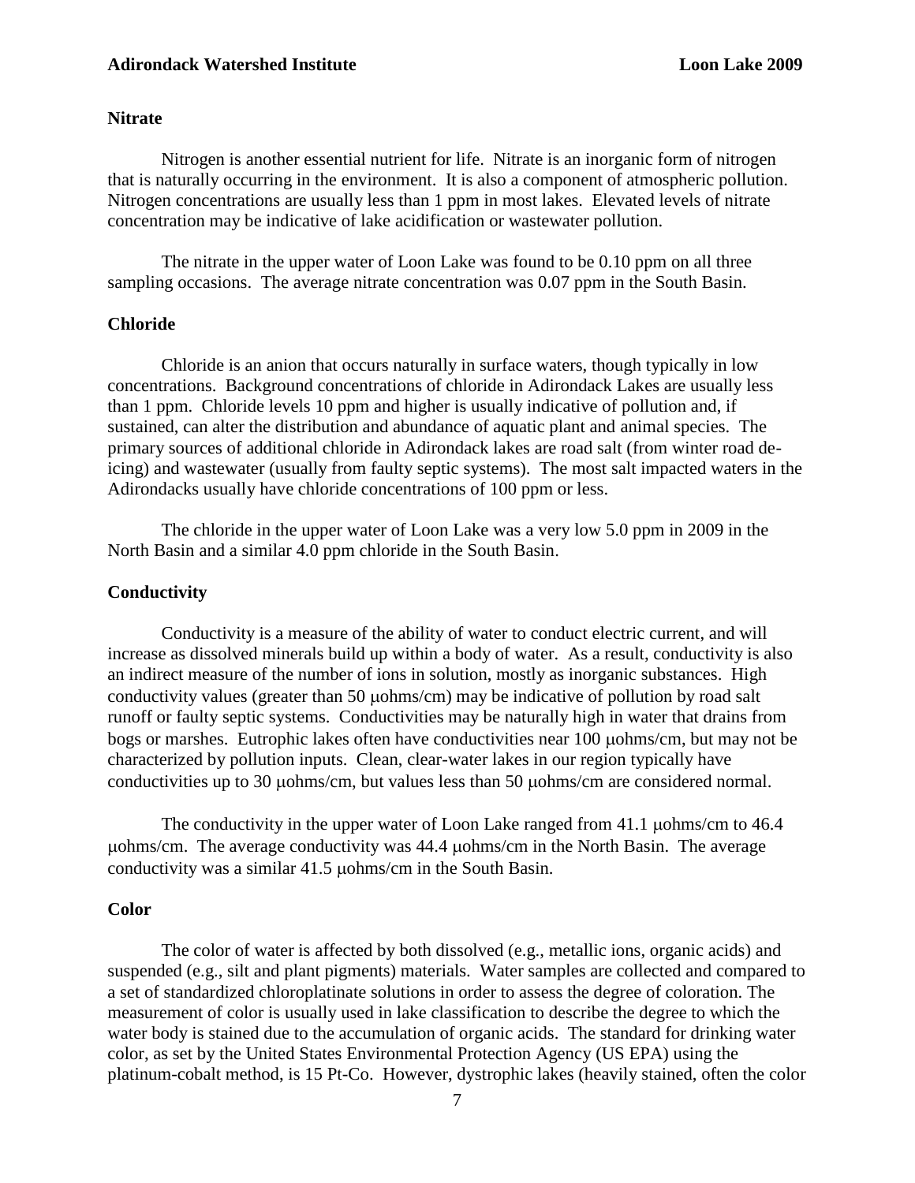## Nitrate

Nitrogen is another essential nutrient for life. Nitrate is an inorganic form of nitrogen that is naturally occurring in the environment. It is also a component of atmospheric pollution. Nitrogen concentrations are usually less than 1 ppm in most lakes. Elevated levels of nitrate concentration may be indicative of lake acidification or wastewater pollution.

The nitrate in the upper water of Loon Lake was found to be 0.10 ppm on all three sampling occasions. The average nitrate concentration was 0.07 ppm in the South Basin.

## Chloride

Chloride is an anion that occurs naturally in surface waters, though typically in low concentrations. Background concentrations of chloride in Adirondack Lakes are usually less than 1 ppm. Chloride levels 10 ppm and higher is usually indicative of pollution and, if sustained, can alter the distribution and abundance of aquatic plant and animal species. The primary sources of additional chloride in Adirondack lakes are road salt (from winter road de-icing) and wastewater (usually from faulty septic systems). The most salt impacted waters in the Adirondacks usually have chloride concentrations of 100 ppm or less.

The chloride in the upper water of Loon Lake was a very low 5.0 ppm in 2009 in the North Basin and a similar 4.0 ppm chloride in the South Basin.

## Conductivity

Conductivity is a measure of the ability of water to conduct electric current, and will increase as dissolved minerals build up within a body of water. As a result, conductivity is also an indirect measure of the number of ions in solution, mostly as inorganic substances. High conductivity values (greater than 50 μohms/cm) may be indicative of pollution by road salt runoff or faulty septic systems. Conductivities may be naturally high in water that drains from bogs or marshes. Eutrophic lakes often have conductivities near 100 μohms/cm, but may not be characterized by pollution inputs. Clean, clear-water lakes in our region typically have conductivities up to 30 μohms/cm, but values less than 50 μohms/cm are considered normal.

The conductivity in the upper water of Loon Lake ranged from 41.1 μohms/cm to 46.4 μohms/cm. The average conductivity was 44.4 μohms/cm in the North Basin. The average conductivity was a similar 41.5 μohms/cm in the South Basin.

## Color

The color of water is affected by both dissolved (e.g., metallic ions, organic acids) and suspended (e.g., silt and plant pigments) materials. Water samples are collected and compared to a set of standardized chloroplatinate solutions in order to assess the degree of coloration. The measurement of color is usually used in lake classification to describe the degree to which the water body is stained due to the accumulation of organic acids. The standard for drinking water color, as set by the United States Environmental Protection Agency (US EPA) using the platinum-cobalt method, is 15 Pt-Co. However, dystrophic lakes (heavily stained, often the color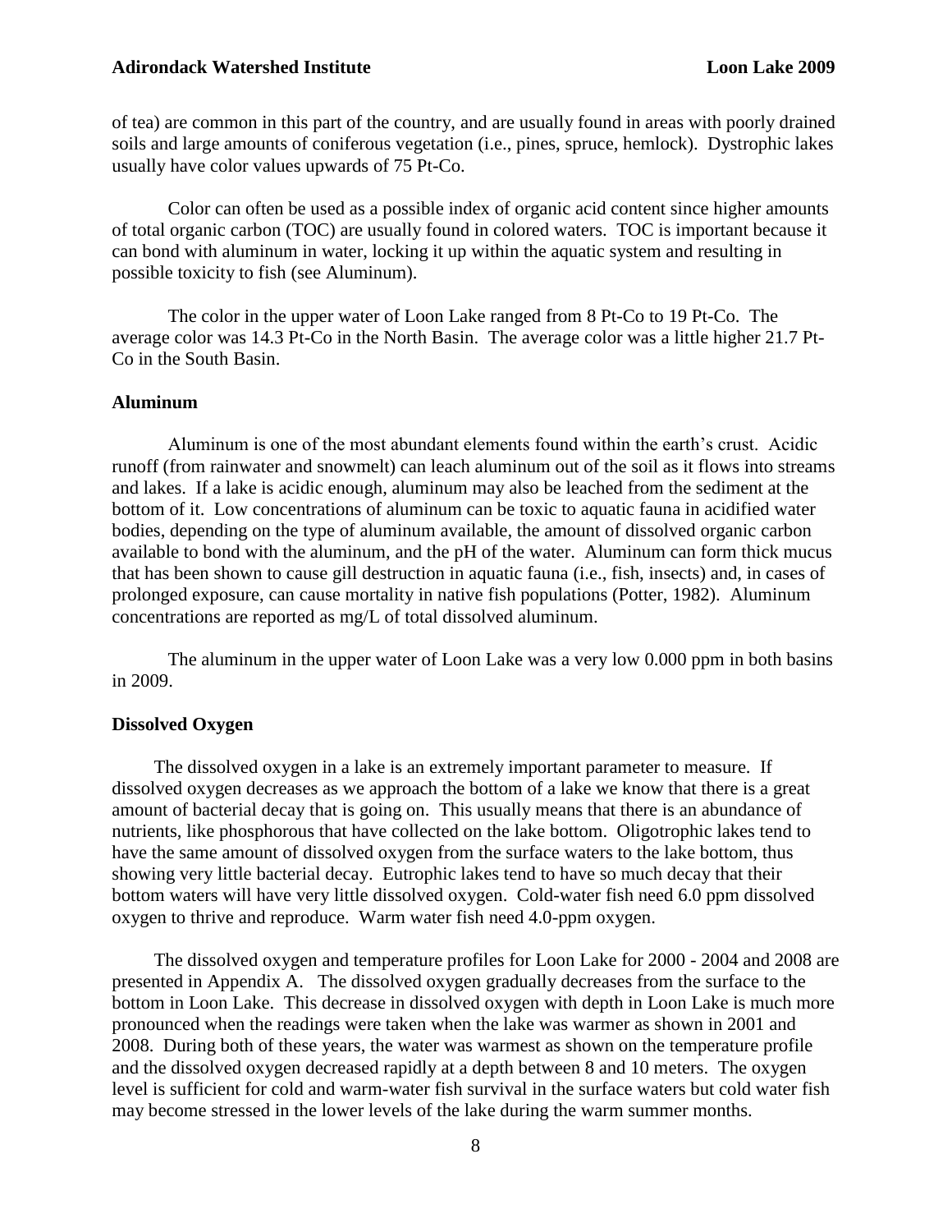of tea) are common in this part of the country, and are usually found in areas with poorly drained soils and large amounts of coniferous vegetation (i.e., pines, spruce, hemlock). Dystrophic lakes usually have color values upwards of 75 Pt-Co.

Color can often be used as a possible index of organic acid content since higher amounts of total organic carbon (TOC) are usually found in colored waters. TOC is important because it can bond with aluminum in water, locking it up within the aquatic system and resulting in possible toxicity to fish (see Aluminum).

The color in the upper water of Loon Lake ranged from 8 Pt-Co to 19 Pt-Co. The average color was 14.3 Pt-Co in the North Basin. The average color was a little higher 21.7 Pt-Co in the South Basin.

### Aluminum

Aluminum is one of the most abundant elements found within the earth's crust. Acidic runoff (from rainwater and snowmelt) can leach aluminum out of the soil as it flows into streams and lakes. If a lake is acidic enough, aluminum may also be leached from the sediment at the bottom of it. Low concentrations of aluminum can be toxic to aquatic fauna in acidified water bodies, depending on the type of aluminum available, the amount of dissolved organic carbon available to bond with the aluminum, and the pH of the water. Aluminum can form thick mucus that has been shown to cause gill destruction in aquatic fauna (i.e., fish, insects) and, in cases of prolonged exposure, can cause mortality in native fish populations (Potter, 1982). Aluminum concentrations are reported as mg/L of total dissolved aluminum.

The aluminum in the upper water of Loon Lake was a very low 0.000 ppm in both basins in 2009.

### Dissolved Oxygen

The dissolved oxygen in a lake is an extremely important parameter to measure. If dissolved oxygen decreases as we approach the bottom of a lake we know that there is a great amount of bacterial decay that is going on. This usually means that there is an abundance of nutrients, like phosphorous that have collected on the lake bottom. Oligotrophic lakes tend to have the same amount of dissolved oxygen from the surface waters to the lake bottom, thus showing very little bacterial decay. Eutrophic lakes tend to have so much decay that their bottom waters will have very little dissolved oxygen. Cold-water fish need 6.0 ppm dissolved oxygen to thrive and reproduce. Warm water fish need 4.0-ppm oxygen.

The dissolved oxygen and temperature profiles for Loon Lake for 2000 - 2004 and 2008 are presented in Appendix A. The dissolved oxygen gradually decreases from the surface to the bottom in Loon Lake. This decrease in dissolved oxygen with depth in Loon Lake is much more pronounced when the readings were taken when the lake was warmer as shown in 2001 and 2008. During both of these years, the water was warmest as shown on the temperature profile and the dissolved oxygen decreased rapidly at a depth between 8 and 10 meters. The oxygen level is sufficient for cold and warm-water fish survival in the surface waters but cold water fish may become stressed in the lower levels of the lake during the warm summer months.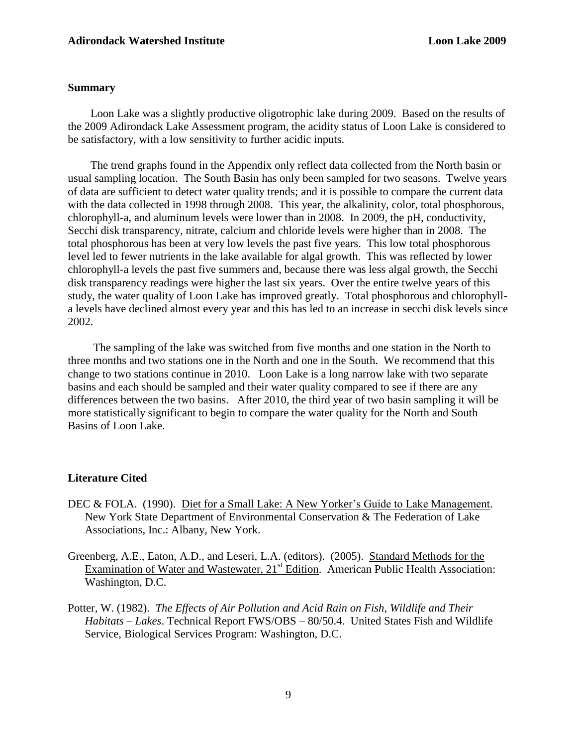## Summary

Loon Lake was a slightly productive oligotrophic lake during 2009. Based on the results of the 2009 Adirondack Lake Assessment program, the acidity status of Loon Lake is considered to be satisfactory, with a low sensitivity to further acidic inputs.

The trend graphs found in the Appendix only reflect data collected from the North basin or usual sampling location. The South Basin has only been sampled for two seasons. Twelve years of data are sufficient to detect water quality trends; and it is possible to compare the current data with the data collected in 1998 through 2008. This year, the alkalinity, color, total phosphorous, chlorophyll-a, and aluminum levels were lower than in 2008. In 2009, the pH, conductivity, Secchi disk transparency, nitrate, calcium and chloride levels were higher than in 2008. The total phosphorous has been at very low levels the past five years. This low total phosphorous level led to fewer nutrients in the lake available for algal growth. This was reflected by lower chlorophyll-a levels the past five summers and, because there was less algal growth, the Secchi disk transparency readings were higher the last six years. Over the entire twelve years of this study, the water quality of Loon Lake has improved greatly. Total phosphorous and chlorophyll-a levels have declined almost every year and this has led to an increase in secchi disk levels since 2002.

The sampling of the lake was switched from five months and one station in the North to three months and two stations one in the North and one in the South. We recommend that this change to two stations continue in 2010. Loon Lake is a long narrow lake with two separate basins and each should be sampled and their water quality compared to see if there are any differences between the two basins. After 2010, the third year of two basin sampling it will be more statistically significant to begin to compare the water quality for the North and South Basins of Loon Lake.

## Literature Cited

DEC & FOLA. (1990). Diet for a Small Lake: A New Yorker's Guide to Lake Management. New York State Department of Environmental Conservation & The Federation of Lake Associations, Inc.: Albany, New York.

Greenberg, A.E., Eaton, A.D., and Leseri, L.A. (editors). (2005). Standard Methods for the Examination of Water and Wastewater, 21st Edition. American Public Health Association: Washington, D.C.

Potter, W. (1982). *The Effects of Air Pollution and Acid Rain on Fish, Wildlife and Their Habitats – Lakes*. Technical Report FWS/OBS – 80/50.4. United States Fish and Wildlife Service, Biological Services Program: Washington, D.C.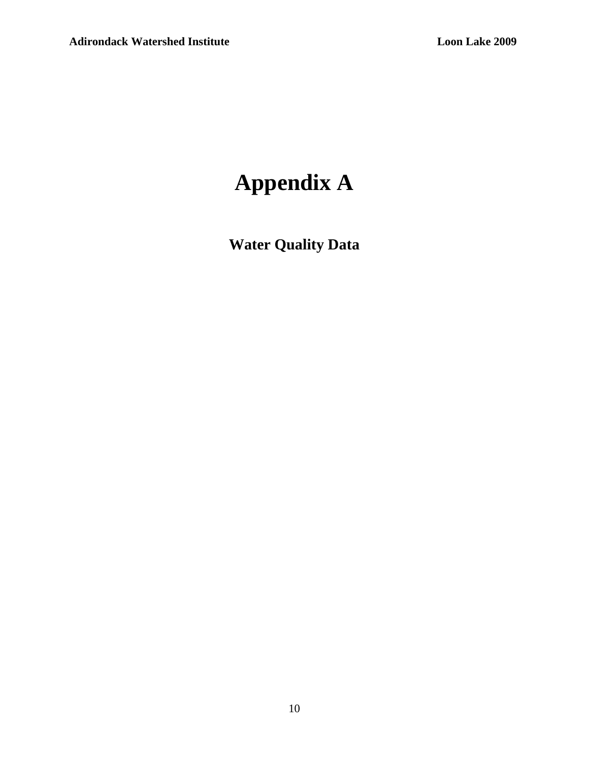# Appendix A

## Water Quality Data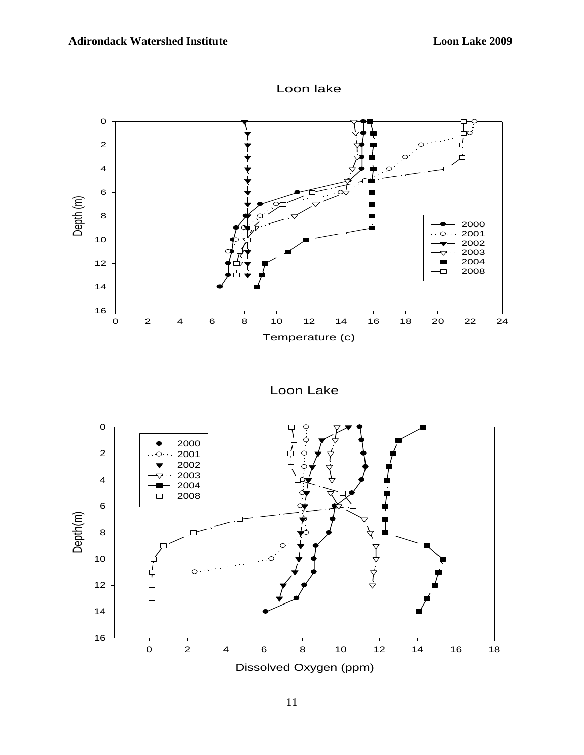Loon lake

Depth (m)

Temperature (c)

2000
2001
2002
2003
2004
2008

Loon Lake

Depth(m)

Dissolved Oxygen (ppm)

2000
2001
2002
2003
2004
2008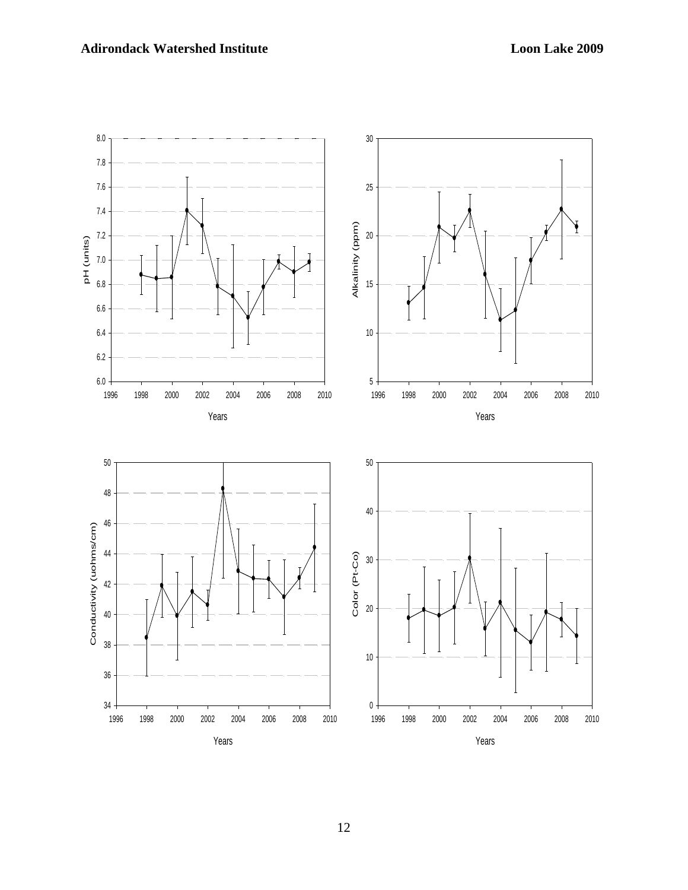pH (units)

Years

Alkalinity (ppm)

Years

Conductivity (uohms/cm)

Years

Color (Pt-Co)

Years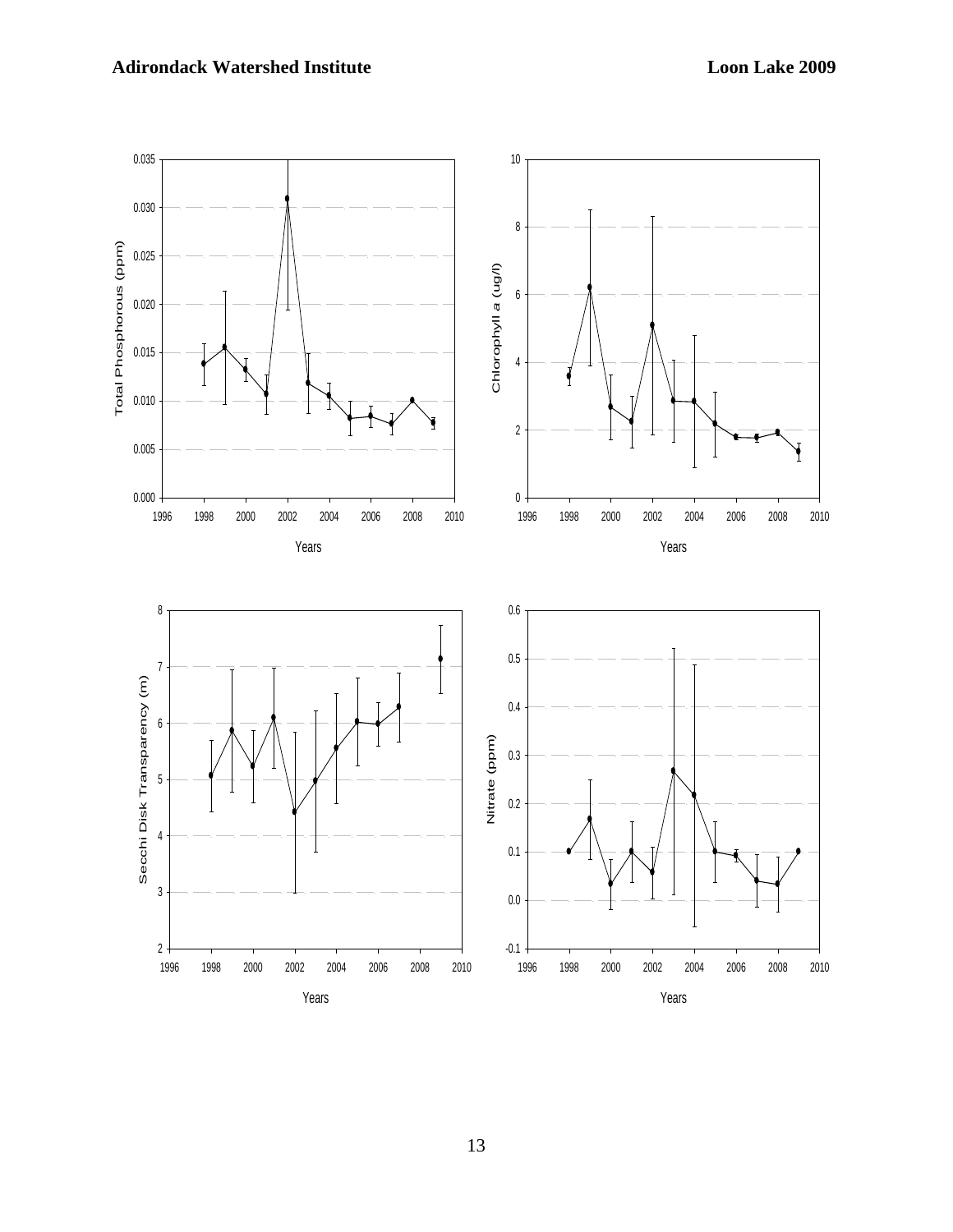Total Phosphorous (ppm)

Years

Chlorophyll *a* (ug/l)

Years

Secchi Disk Transparency (m)

Years

Nitrate (ppm)

Years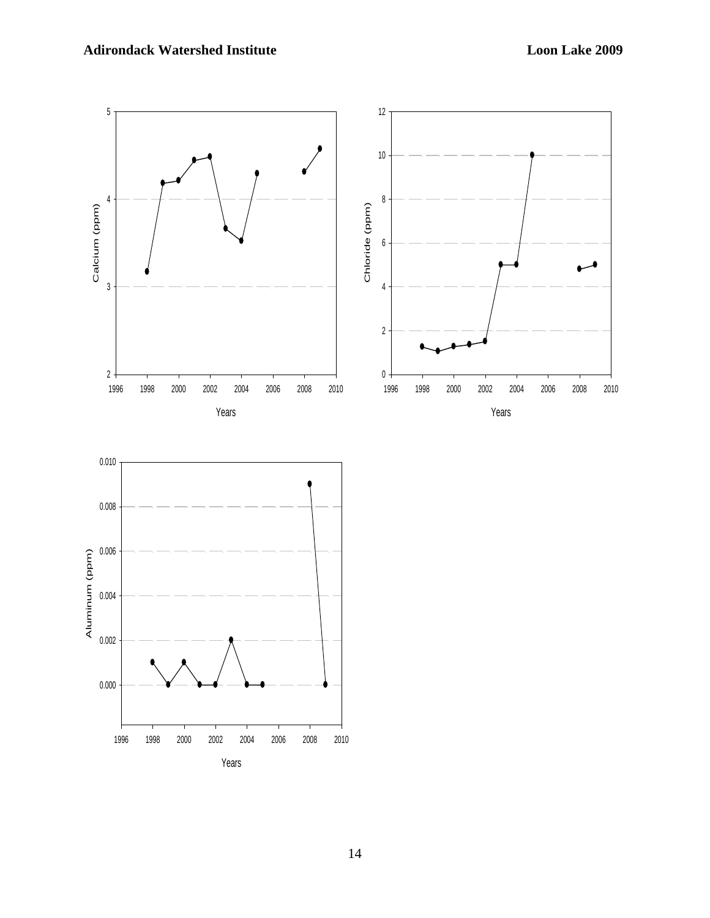Calcium (ppm)

5
4
3
2

1996 1998 2000 2002 2004 2006 2008 2010

Years

Chloride (ppm)

12
10
8
6
4
2
0

1996 1998 2000 2002 2004 2006 2008 2010

Years

Aluminum (ppm)

0.010
0.008
0.006
0.004
0.002
0.000

1996 1998 2000 2002 2004 2006 2008 2010

Years